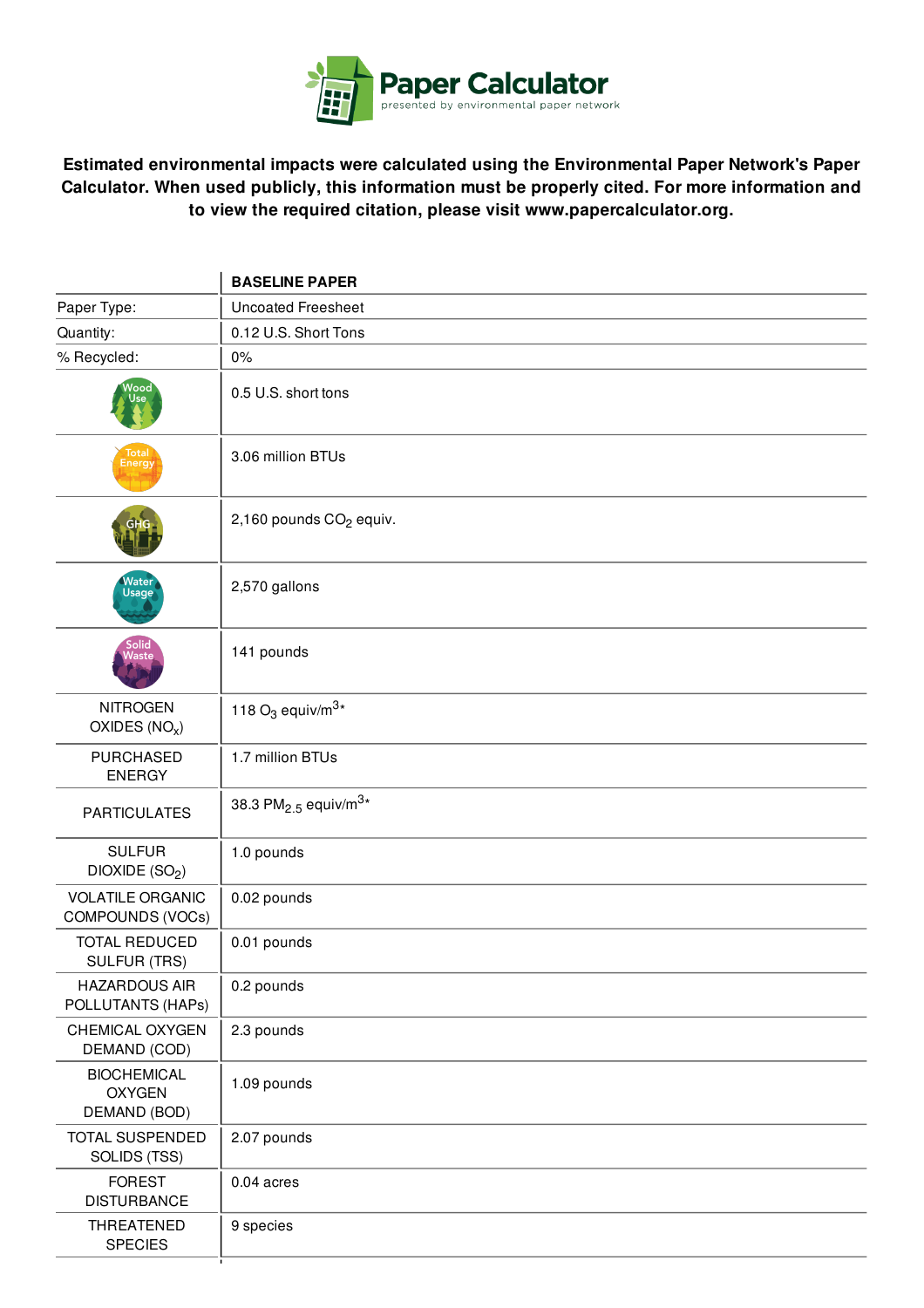# Paper Calculator

presented by environmental paper network

**Estimated environmental impacts were calculated using the Environmental Paper Network's Paper Calculator. When used publicly, this information must be properly cited. For more information and to view the required citation, please visit www.papercalculator.org.**

| | BASELINE PAPER |
|---|---|
| Paper Type: | Uncoated Freesheet |
| Quantity: | 0.12 U.S. Short Tons |
| % Recycled: | 0% |
| Wood Use | 0.5 U.S. short tons |
| Total Energy | 3.06 million BTUs |
| GHG | 2,160 pounds $CO_2$ equiv. |
| Water Usage | 2,570 gallons |
| Solid Waste | 141 pounds |
| NITROGEN OXIDES ($NO_x$) | 118 $O_3$ equiv/$m^3$* |
| PURCHASED ENERGY | 1.7 million BTUs |
| PARTICULATES | 38.3 $PM_{2.5}$ equiv/$m^3$* |
| SULFUR DIOXIDE ($SO_2$) | 1.0 pounds |
| VOLATILE ORGANIC COMPOUNDS (VOCs) | 0.02 pounds |
| TOTAL REDUCED SULFUR (TRS) | 0.01 pounds |
| HAZARDOUS AIR POLLUTANTS (HAPs) | 0.2 pounds |
| CHEMICAL OXYGEN DEMAND (COD) | 2.3 pounds |
| BIOCHEMICAL OXYGEN DEMAND (BOD) | 1.09 pounds |
| TOTAL SUSPENDED SOLIDS (TSS) | 2.07 pounds |
| FOREST DISTURBANCE | 0.04 acres |
| THREATENED SPECIES | 9 species |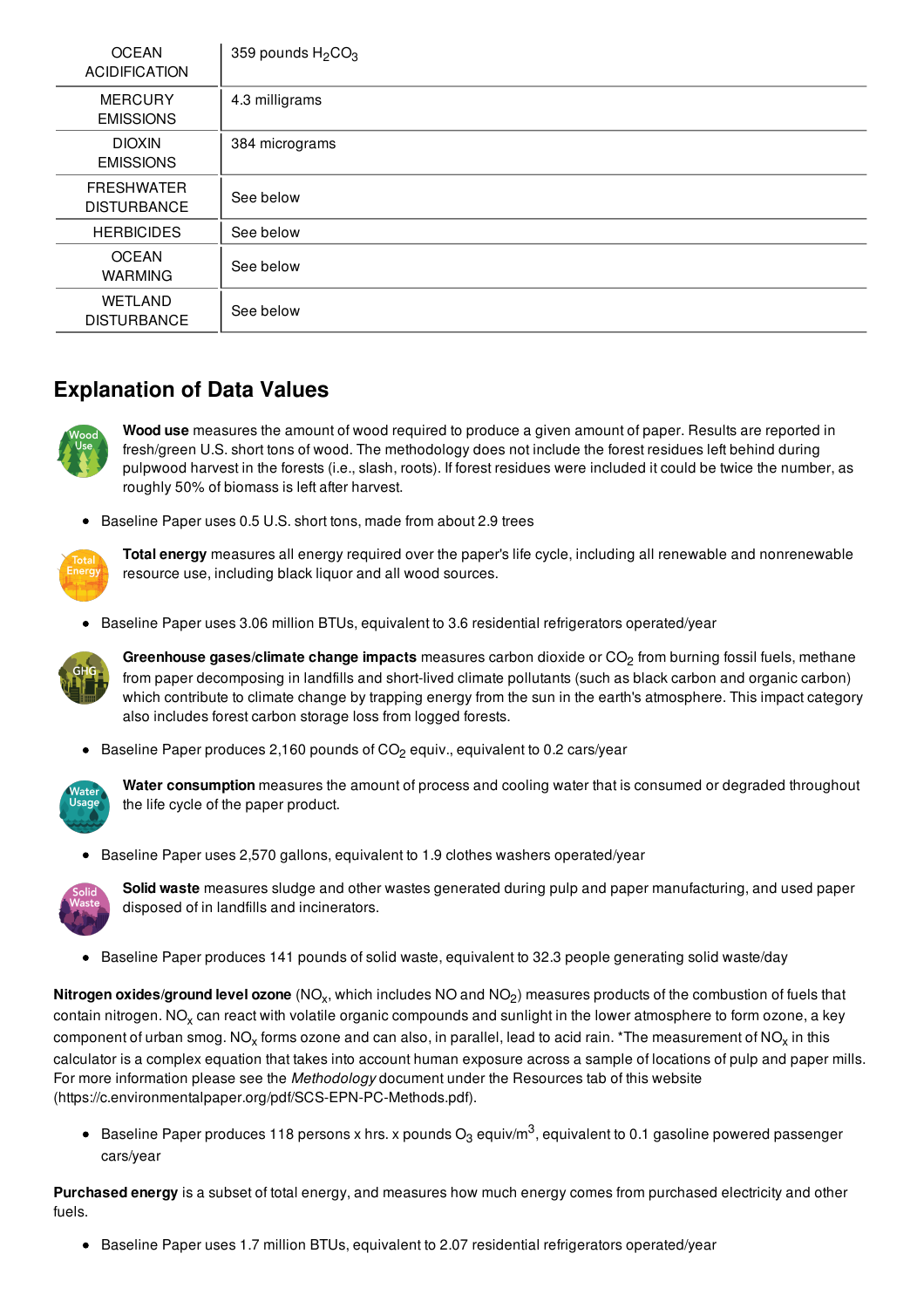| | |
|---|---|
| OCEAN ACIDIFICATION | 359 pounds $H_2CO_3$ |
| MERCURY EMISSIONS | 4.3 milligrams |
| DIOXIN EMISSIONS | 384 micrograms |
| FRESHWATER DISTURBANCE | See below |
| HERBICIDES | See below |
| OCEAN WARMING | See below |
| WETLAND DISTURBANCE | See below |

## Explanation of Data Values

**Wood use** measures the amount of wood required to produce a given amount of paper. Results are reported in fresh/green U.S. short tons of wood. The methodology does not include the forest residues left behind during pulpwood harvest in the forests (i.e., slash, roots). If forest residues were included it could be twice the number, as roughly 50% of biomass is left after harvest.

- Baseline Paper uses 0.5 U.S. short tons, made from about 2.9 trees

**Total energy** measures all energy required over the paper's life cycle, including all renewable and nonrenewable resource use, including black liquor and all wood sources.

- Baseline Paper uses 3.06 million BTUs, equivalent to 3.6 residential refrigerators operated/year

**Greenhouse gases/climate change impacts** measures carbon dioxide or $CO_2$ from burning fossil fuels, methane from paper decomposing in landfills and short-lived climate pollutants (such as black carbon and organic carbon) which contribute to climate change by trapping energy from the sun in the earth's atmosphere. This impact category also includes forest carbon storage loss from logged forests.

- Baseline Paper produces 2,160 pounds of $CO_2$ equiv., equivalent to 0.2 cars/year

**Water consumption** measures the amount of process and cooling water that is consumed or degraded throughout the life cycle of the paper product.

- Baseline Paper uses 2,570 gallons, equivalent to 1.9 clothes washers operated/year

**Solid waste** measures sludge and other wastes generated during pulp and paper manufacturing, and used paper disposed of in landfills and incinerators.

- Baseline Paper produces 141 pounds of solid waste, equivalent to 32.3 people generating solid waste/day

**Nitrogen oxides/ground level ozone** ($NO_x$, which includes NO and $NO_2$) measures products of the combustion of fuels that contain nitrogen. $NO_x$ can react with volatile organic compounds and sunlight in the lower atmosphere to form ozone, a key component of urban smog. $NO_x$ forms ozone and can also, in parallel, lead to acid rain. *The measurement of $NO_x$ in this calculator is a complex equation that takes into account human exposure across a sample of locations of pulp and paper mills. For more information please see the *Methodology* document under the Resources tab of this website (https://c.environmentalpaper.org/pdf/SCS-EPN-PC-Methods.pdf).

- Baseline Paper produces 118 persons x hrs. x pounds $O_3$ equiv/$m^3$, equivalent to 0.1 gasoline powered passenger cars/year

**Purchased energy** is a subset of total energy, and measures how much energy comes from purchased electricity and other fuels.

- Baseline Paper uses 1.7 million BTUs, equivalent to 2.07 residential refrigerators operated/year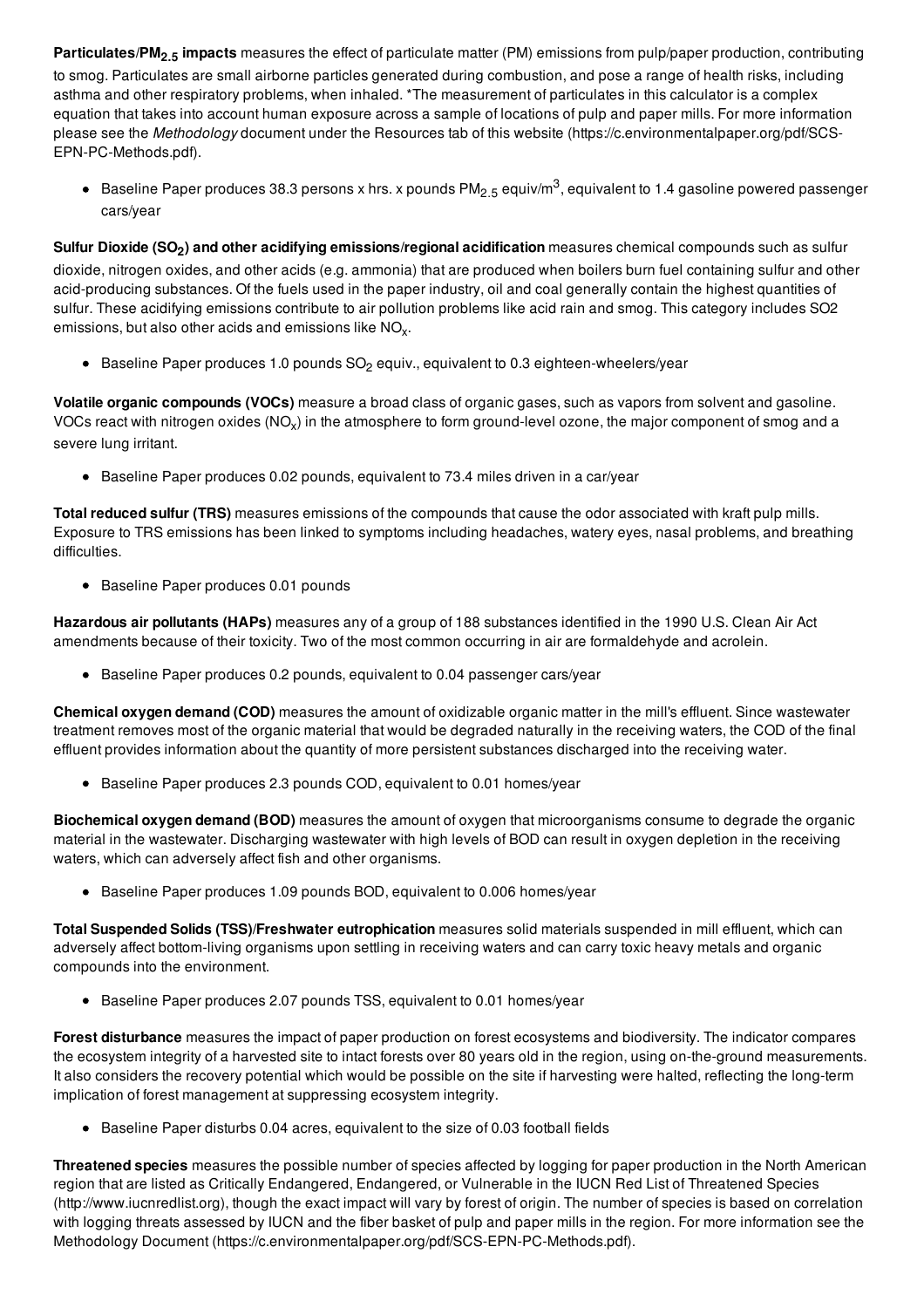**Particulates/$PM_{2.5}$ impacts** measures the effect of particulate matter (PM) emissions from pulp/paper production, contributing to smog. Particulates are small airborne particles generated during combustion, and pose a range of health risks, including asthma and other respiratory problems, when inhaled. *The measurement of particulates in this calculator is a complex equation that takes into account human exposure across a sample of locations of pulp and paper mills. For more information please see the *Methodology* document under the Resources tab of this website (https://c.environmentalpaper.org/pdf/SCS-EPN-PC-Methods.pdf).

- Baseline Paper produces 38.3 persons x hrs. x pounds $PM_{2.5}$ equiv/$m^3$, equivalent to 1.4 gasoline powered passenger cars/year

**Sulfur Dioxide ($SO_2$) and other acidifying emissions/regional acidification** measures chemical compounds such as sulfur dioxide, nitrogen oxides, and other acids (e.g. ammonia) that are produced when boilers burn fuel containing sulfur and other acid-producing substances. Of the fuels used in the paper industry, oil and coal generally contain the highest quantities of sulfur. These acidifying emissions contribute to air pollution problems like acid rain and smog. This category includes SO2 emissions, but also other acids and emissions like $NO_x$.

- Baseline Paper produces 1.0 pounds $SO_2$ equiv., equivalent to 0.3 eighteen-wheelers/year

**Volatile organic compounds (VOCs)** measure a broad class of organic gases, such as vapors from solvent and gasoline. VOCs react with nitrogen oxides ($NO_x$) in the atmosphere to form ground-level ozone, the major component of smog and a severe lung irritant.

- Baseline Paper produces 0.02 pounds, equivalent to 73.4 miles driven in a car/year

**Total reduced sulfur (TRS)** measures emissions of the compounds that cause the odor associated with kraft pulp mills. Exposure to TRS emissions has been linked to symptoms including headaches, watery eyes, nasal problems, and breathing difficulties.

- Baseline Paper produces 0.01 pounds

**Hazardous air pollutants (HAPs)** measures any of a group of 188 substances identified in the 1990 U.S. Clean Air Act amendments because of their toxicity. Two of the most common occurring in air are formaldehyde and acrolein.

- Baseline Paper produces 0.2 pounds, equivalent to 0.04 passenger cars/year

**Chemical oxygen demand (COD)** measures the amount of oxidizable organic matter in the mill's effluent. Since wastewater treatment removes most of the organic material that would be degraded naturally in the receiving waters, the COD of the final effluent provides information about the quantity of more persistent substances discharged into the receiving water.

- Baseline Paper produces 2.3 pounds COD, equivalent to 0.01 homes/year

**Biochemical oxygen demand (BOD)** measures the amount of oxygen that microorganisms consume to degrade the organic material in the wastewater. Discharging wastewater with high levels of BOD can result in oxygen depletion in the receiving waters, which can adversely affect fish and other organisms.

- Baseline Paper produces 1.09 pounds BOD, equivalent to 0.006 homes/year

**Total Suspended Solids (TSS)/Freshwater eutrophication** measures solid materials suspended in mill effluent, which can adversely affect bottom-living organisms upon settling in receiving waters and can carry toxic heavy metals and organic compounds into the environment.

- Baseline Paper produces 2.07 pounds TSS, equivalent to 0.01 homes/year

**Forest disturbance** measures the impact of paper production on forest ecosystems and biodiversity. The indicator compares the ecosystem integrity of a harvested site to intact forests over 80 years old in the region, using on-the-ground measurements. It also considers the recovery potential which would be possible on the site if harvesting were halted, reflecting the long-term implication of forest management at suppressing ecosystem integrity.

- Baseline Paper disturbs 0.04 acres, equivalent to the size of 0.03 football fields

**Threatened species** measures the possible number of species affected by logging for paper production in the North American region that are listed as Critically Endangered, Endangered, or Vulnerable in the IUCN Red List of Threatened Species (http://www.iucnredlist.org), though the exact impact will vary by forest of origin. The number of species is based on correlation with logging threats assessed by IUCN and the fiber basket of pulp and paper mills in the region. For more information see the Methodology Document (https://c.environmentalpaper.org/pdf/SCS-EPN-PC-Methods.pdf).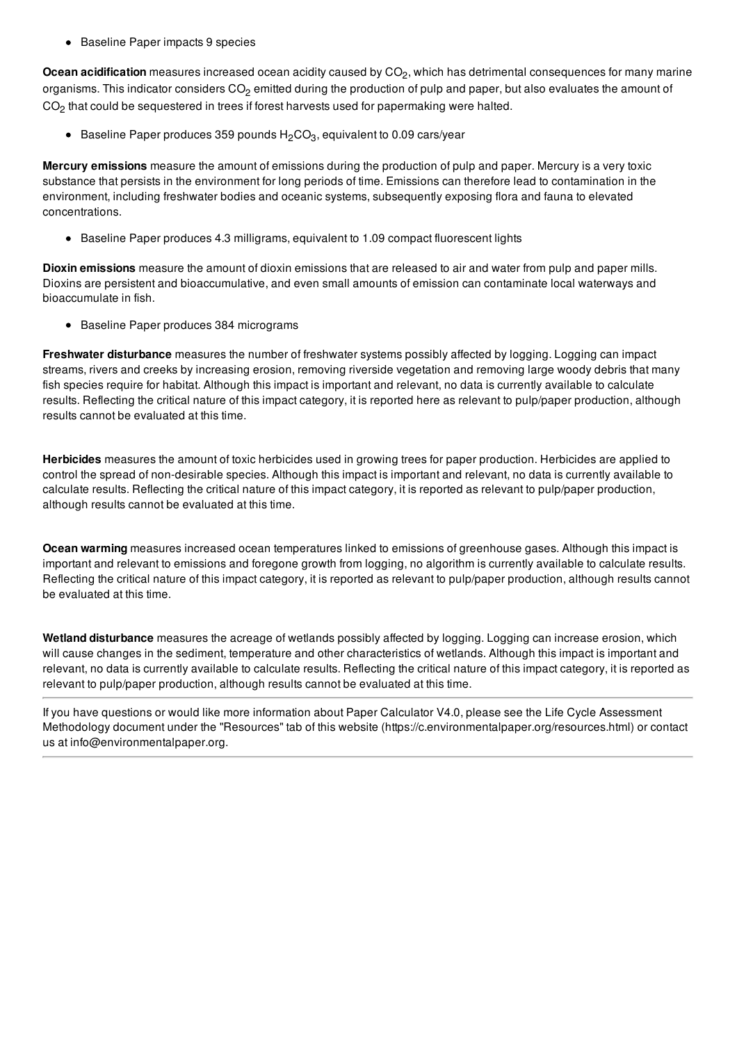- Baseline Paper impacts 9 species

**Ocean acidification** measures increased ocean acidity caused by $CO_2$, which has detrimental consequences for many marine organisms. This indicator considers $CO_2$ emitted during the production of pulp and paper, but also evaluates the amount of $CO_2$ that could be sequestered in trees if forest harvests used for papermaking were halted.

- Baseline Paper produces 359 pounds $H_2CO_3$, equivalent to 0.09 cars/year

**Mercury emissions** measure the amount of emissions during the production of pulp and paper. Mercury is a very toxic substance that persists in the environment for long periods of time. Emissions can therefore lead to contamination in the environment, including freshwater bodies and oceanic systems, subsequently exposing flora and fauna to elevated concentrations.

- Baseline Paper produces 4.3 milligrams, equivalent to 1.09 compact fluorescent lights

**Dioxin emissions** measure the amount of dioxin emissions that are released to air and water from pulp and paper mills. Dioxins are persistent and bioaccumulative, and even small amounts of emission can contaminate local waterways and bioaccumulate in fish.

- Baseline Paper produces 384 micrograms

**Freshwater disturbance** measures the number of freshwater systems possibly affected by logging. Logging can impact streams, rivers and creeks by increasing erosion, removing riverside vegetation and removing large woody debris that many fish species require for habitat. Although this impact is important and relevant, no data is currently available to calculate results. Reflecting the critical nature of this impact category, it is reported here as relevant to pulp/paper production, although results cannot be evaluated at this time.

**Herbicides** measures the amount of toxic herbicides used in growing trees for paper production. Herbicides are applied to control the spread of non-desirable species. Although this impact is important and relevant, no data is currently available to calculate results. Reflecting the critical nature of this impact category, it is reported as relevant to pulp/paper production, although results cannot be evaluated at this time.

**Ocean warming** measures increased ocean temperatures linked to emissions of greenhouse gases. Although this impact is important and relevant to emissions and foregone growth from logging, no algorithm is currently available to calculate results. Reflecting the critical nature of this impact category, it is reported as relevant to pulp/paper production, although results cannot be evaluated at this time.

**Wetland disturbance** measures the acreage of wetlands possibly affected by logging. Logging can increase erosion, which will cause changes in the sediment, temperature and other characteristics of wetlands. Although this impact is important and relevant, no data is currently available to calculate results. Reflecting the critical nature of this impact category, it is reported as relevant to pulp/paper production, although results cannot be evaluated at this time.

---

If you have questions or would like more information about Paper Calculator V4.0, please see the Life Cycle Assessment Methodology document under the "Resources" tab of this website (https://c.environmentalpaper.org/resources.html) or contact us at info@environmentalpaper.org.

---